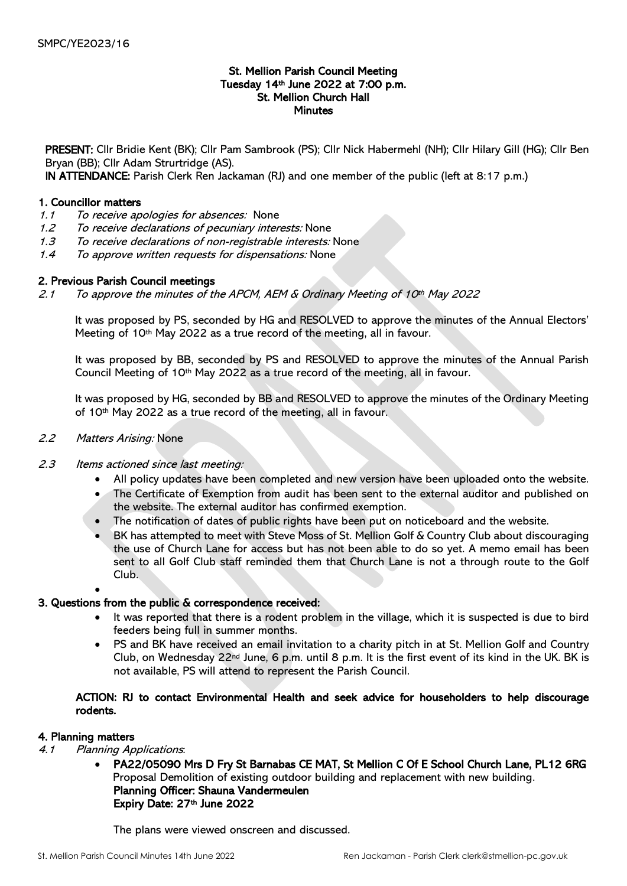SMPC/YE2023/16

**St. Mellion Parish Council Meeting**
**Tuesday 14th June 2022 at 7:00 p.m.**
**St. Mellion Church Hall**
**Minutes**

**PRESENT:** Cllr Bridie Kent (BK); Cllr Pam Sambrook (PS); Cllr Nick Habermehl (NH); Cllr Hilary Gill (HG); Cllr Ben Bryan (BB); Cllr Adam Strurtridge (AS).
**IN ATTENDANCE:** Parish Clerk Ren Jackaman (RJ) and one member of the public (left at 8:17 p.m.)

## 1. Councillor matters

1.1 *To receive apologies for absences:* None
1.2 *To receive declarations of pecuniary interests:* None
1.3 *To receive declarations of non-registrable interests:* None
1.4 *To approve written requests for dispensations:* None

## 2. Previous Parish Council meetings

2.1 *To approve the minutes of the APCM, AEM & Ordinary Meeting of 10th May 2022*

It was proposed by PS, seconded by HG and RESOLVED to approve the minutes of the Annual Electors' Meeting of 10th May 2022 as a true record of the meeting, all in favour.

It was proposed by BB, seconded by PS and RESOLVED to approve the minutes of the Annual Parish Council Meeting of 10th May 2022 as a true record of the meeting, all in favour.

It was proposed by HG, seconded by BB and RESOLVED to approve the minutes of the Ordinary Meeting of 10th May 2022 as a true record of the meeting, all in favour.

2.2 *Matters Arising:* None

2.3 *Items actioned since last meeting:*

- All policy updates have been completed and new version have been uploaded onto the website.
- The Certificate of Exemption from audit has been sent to the external auditor and published on the website. The external auditor has confirmed exemption.
- The notification of dates of public rights have been put on noticeboard and the website.
- BK has attempted to meet with Steve Moss of St. Mellion Golf & Country Club about discouraging the use of Church Lane for access but has not been able to do so yet. A memo email has been sent to all Golf Club staff reminded them that Church Lane is not a through route to the Golf Club.

## 3. Questions from the public & correspondence received:

- It was reported that there is a rodent problem in the village, which it is suspected is due to bird feeders being full in summer months.
- PS and BK have received an email invitation to a charity pitch in at St. Mellion Golf and Country Club, on Wednesday 22nd June, 6 p.m. until 8 p.m. It is the first event of its kind in the UK. BK is not available, PS will attend to represent the Parish Council.

**ACTION: RJ to contact Environmental Health and seek advice for householders to help discourage rodents.**

## 4. Planning matters

4.1 *Planning Applications*:

- **PA22/05090 Mrs D Fry St Barnabas CE MAT, St Mellion C Of E School Church Lane, PL12 6RG**
  Proposal Demolition of existing outdoor building and replacement with new building.
  **Planning Officer: Shauna Vandermeulen**
  **Expiry Date: 27th June 2022**

  The plans were viewed onscreen and discussed.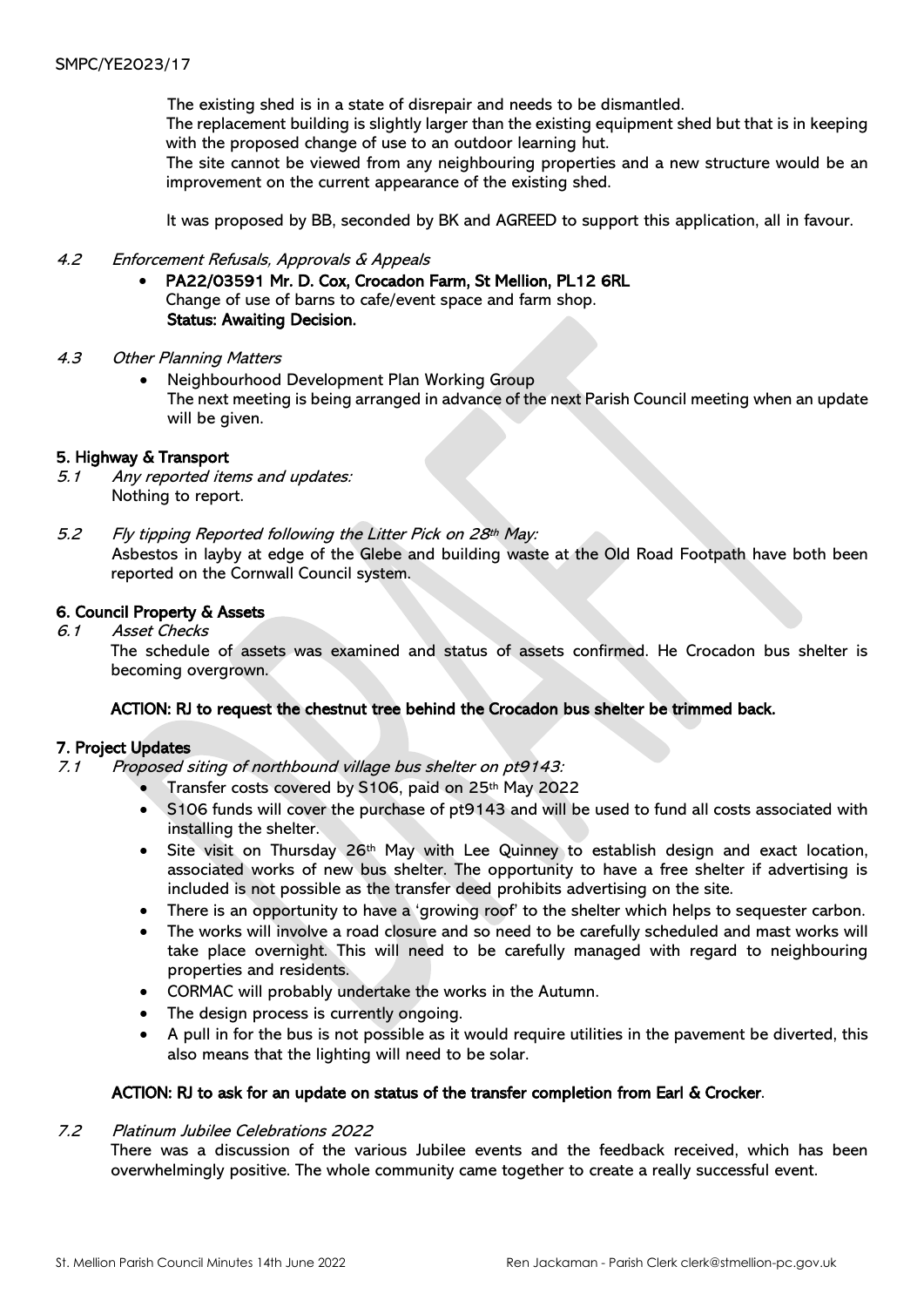The existing shed is in a state of disrepair and needs to be dismantled.

The replacement building is slightly larger than the existing equipment shed but that is in keeping with the proposed change of use to an outdoor learning hut.

The site cannot be viewed from any neighbouring properties and a new structure would be an improvement on the current appearance of the existing shed.

It was proposed by BB, seconded by BK and AGREED to support this application, all in favour.

4.2 *Enforcement Refusals, Approvals & Appeals*

- **PA22/03591 Mr. D. Cox, Crocadon Farm, St Mellion, PL12 6RL**
  Change of use of barns to cafe/event space and farm shop.
  **Status: Awaiting Decision.**

4.3 *Other Planning Matters*

- Neighbourhood Development Plan Working Group
  The next meeting is being arranged in advance of the next Parish Council meeting when an update will be given.

## 5. Highway & Transport

5.1 *Any reported items and updates:*
Nothing to report.

5.2 *Fly tipping Reported following the Litter Pick on 28th May:*
Asbestos in layby at edge of the Glebe and building waste at the Old Road Footpath have both been reported on the Cornwall Council system.

## 6. Council Property & Assets

6.1 *Asset Checks*
The schedule of assets was examined and status of assets confirmed. He Crocadon bus shelter is becoming overgrown.

**ACTION: RJ to request the chestnut tree behind the Crocadon bus shelter be trimmed back.**

## 7. Project Updates

7.1 *Proposed siting of northbound village bus shelter on pt9143:*

- Transfer costs covered by S106, paid on 25th May 2022
- S106 funds will cover the purchase of pt9143 and will be used to fund all costs associated with installing the shelter.
- Site visit on Thursday 26th May with Lee Quinney to establish design and exact location, associated works of new bus shelter. The opportunity to have a free shelter if advertising is included is not possible as the transfer deed prohibits advertising on the site.
- There is an opportunity to have a 'growing roof' to the shelter which helps to sequester carbon.
- The works will involve a road closure and so need to be carefully scheduled and mast works will take place overnight. This will need to be carefully managed with regard to neighbouring properties and residents.
- CORMAC will probably undertake the works in the Autumn.
- The design process is currently ongoing.
- A pull in for the bus is not possible as it would require utilities in the pavement be diverted, this also means that the lighting will need to be solar.

**ACTION: RJ to ask for an update on status of the transfer completion from Earl & Crocker.**

7.2 *Platinum Jubilee Celebrations 2022*
There was a discussion of the various Jubilee events and the feedback received, which has been overwhelmingly positive. The whole community came together to create a really successful event.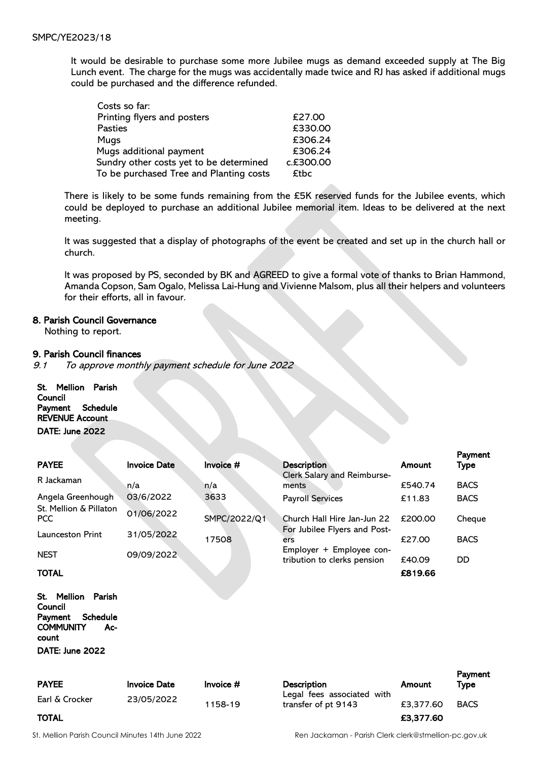SMPC/YE2023/18

It would be desirable to purchase some more Jubilee mugs as demand exceeded supply at The Big Lunch event. The charge for the mugs was accidentally made twice and RJ has asked if additional mugs could be purchased and the difference refunded.

| Costs so far: | |
|---|---|
| Printing flyers and posters | £27.00 |
| Pasties | £330.00 |
| Mugs | £306.24 |
| Mugs additional payment | £306.24 |
| Sundry other costs yet to be determined | c.£300.00 |
| To be purchased Tree and Planting costs | £tbc |

There is likely to be some funds remaining from the £5K reserved funds for the Jubilee events, which could be deployed to purchase an additional Jubilee memorial item. Ideas to be delivered at the next meeting.

It was suggested that a display of photographs of the event be created and set up in the church hall or church.

It was proposed by PS, seconded by BK and AGREED to give a formal vote of thanks to Brian Hammond, Amanda Copson, Sam Ogalo, Melissa Lai-Hung and Vivienne Malsom, plus all their helpers and volunteers for their efforts, all in favour.

## 8. Parish Council Governance

Nothing to report.

## 9. Parish Council finances

*9.1 To approve monthly payment schedule for June 2022*

**St. Mellion Parish Council**
**Payment Schedule**
**REVENUE Account**
**DATE: June 2022**

| PAYEE | Invoice Date | Invoice # | Description | Amount | Payment Type |
|---|---|---|---|---|---|
| R Jackaman | n/a | n/a | Clerk Salary and Reimbursements | £540.74 | BACS |
| Angela Greenhough | 03/6/2022 | 3633 | Payroll Services | £11.83 | BACS |
| St. Mellion & Pillaton PCC | 01/06/2022 | SMPC/2022/Q1 | Church Hall Hire Jan-Jun 22 | £200.00 | Cheque |
| Launceston Print | 31/05/2022 | 17508 | For Jubilee Flyers and Posters | £27.00 | BACS |
| NEST | 09/09/2022 | | Employer + Employee contribution to clerks pension | £40.09 | DD |
| **TOTAL** | | | | **£819.66** | |

**St. Mellion Parish Council**
**Payment Schedule**
**COMMUNITY Account**
**DATE: June 2022**

| PAYEE | Invoice Date | Invoice # | Description | Amount | Payment Type |
|---|---|---|---|---|---|
| Earl & Crocker | 23/05/2022 | 1158-19 | Legal fees associated with transfer of pt 9143 | £3,377.60 | BACS |
| **TOTAL** | | | | **£3,377.60** | |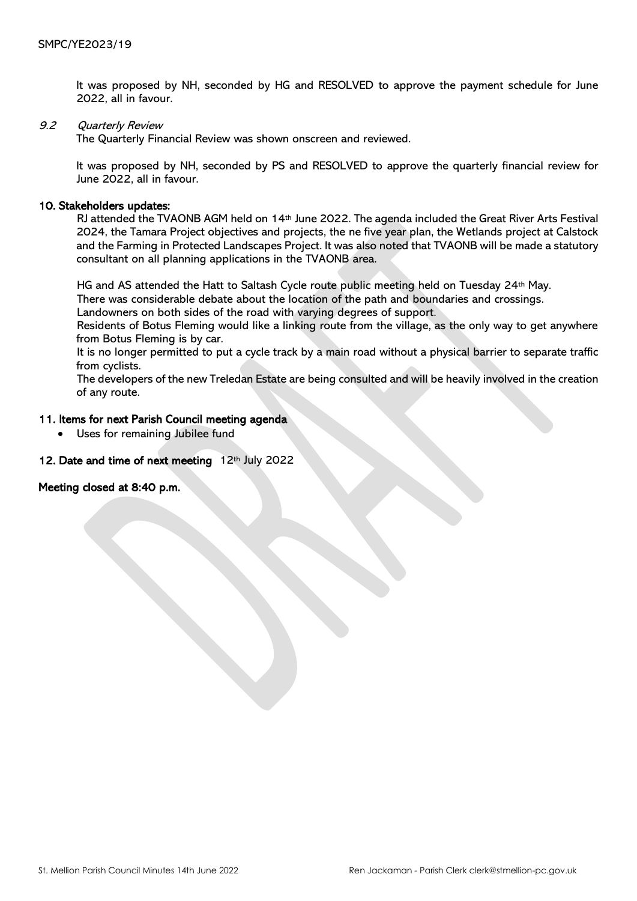It was proposed by NH, seconded by HG and RESOLVED to approve the payment schedule for June 2022, all in favour.

### *9.2 Quarterly Review*

The Quarterly Financial Review was shown onscreen and reviewed.

It was proposed by NH, seconded by PS and RESOLVED to approve the quarterly financial review for June 2022, all in favour.

### 10. Stakeholders updates:

RJ attended the TVAONB AGM held on 14th June 2022. The agenda included the Great River Arts Festival 2024, the Tamara Project objectives and projects, the ne five year plan, the Wetlands project at Calstock and the Farming in Protected Landscapes Project. It was also noted that TVAONB will be made a statutory consultant on all planning applications in the TVAONB area.

HG and AS attended the Hatt to Saltash Cycle route public meeting held on Tuesday 24th May.
There was considerable debate about the location of the path and boundaries and crossings.
Landowners on both sides of the road with varying degrees of support.
Residents of Botus Fleming would like a linking route from the village, as the only way to get anywhere from Botus Fleming is by car.
It is no longer permitted to put a cycle track by a main road without a physical barrier to separate traffic from cyclists.
The developers of the new Treledan Estate are being consulted and will be heavily involved in the creation of any route.

### 11. Items for next Parish Council meeting agenda

- Uses for remaining Jubilee fund

### 12. Date and time of next meeting 12th July 2022

**Meeting closed at 8:40 p.m.**